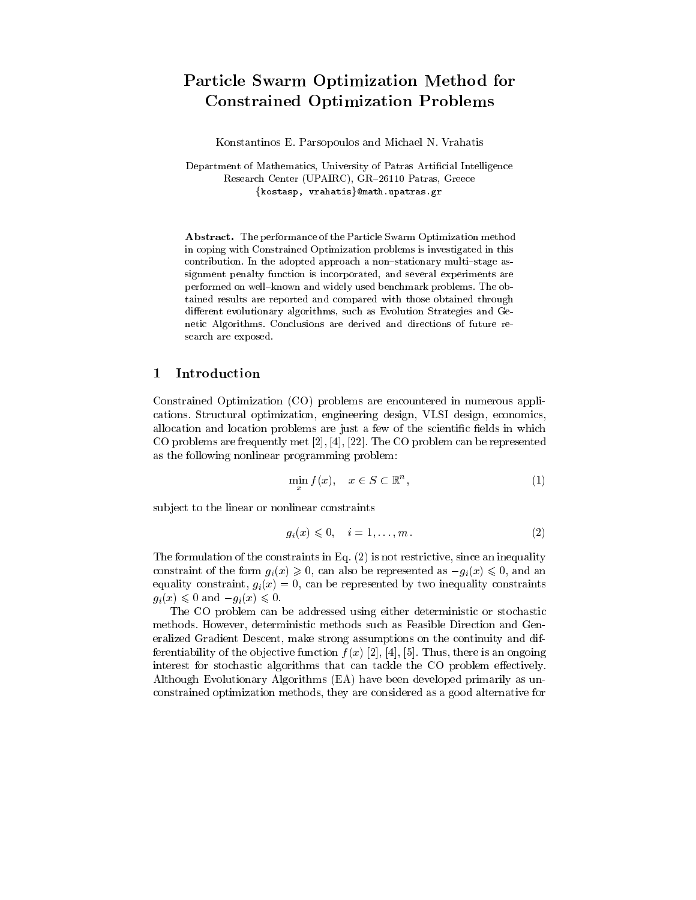# Particle Swarm Optimization Method for Constrained Optimization Problems

Konstantinos E. Parsopoulos and Michael N. Vrahatis

Department of Mathematics, University of Patras Artificial Intelligence Research Center (UPAIRC), GR–26110 Patras, Greece
{kostasp, vrahatis}@math.upatras.gr

**Abstract.** The performance of the Particle Swarm Optimization method in coping with Constrained Optimization problems is investigated in this contribution. In the adopted approach a non–stationary multi–stage assignment penalty function is incorporated, and several experiments are performed on well–known and widely used benchmark problems. The obtained results are reported and compared with those obtained through different evolutionary algorithms, such as Evolution Strategies and Genetic Algorithms. Conclusions are derived and directions of future research are exposed.

## 1 Introduction

Constrained Optimization (CO) problems are encountered in numerous applications. Structural optimization, engineering design, VLSI design, economics, allocation and location problems are just a few of the scientific fields in which CO problems are frequently met [2], [4], [22]. The CO problem can be represented as the following nonlinear programming problem:

$$\min_{x} f(x), \quad x \in S \subset \mathbb{R}^n, \tag{1}$$

subject to the linear or nonlinear constraints

$$g_i(x) \leqslant 0, \quad i = 1, \ldots, m. \tag{2}$$

The formulation of the constraints in Eq. (2) is not restrictive, since an inequality constraint of the form $g_i(x) \geqslant 0$, can also be represented as $-g_i(x) \leqslant 0$, and an equality constraint, $g_i(x) = 0$, can be represented by two inequality constraints $g_i(x) \leqslant 0$ and $-g_i(x) \leqslant 0$.

The CO problem can be addressed using either deterministic or stochastic methods. However, deterministic methods such as Feasible Direction and Generalized Gradient Descent, make strong assumptions on the continuity and differentiability of the objective function $f(x)$ [2], [4], [5]. Thus, there is an ongoing interest for stochastic algorithms that can tackle the CO problem effectively. Although Evolutionary Algorithms (EA) have been developed primarily as unconstrained optimization methods, they are considered as a good alternative for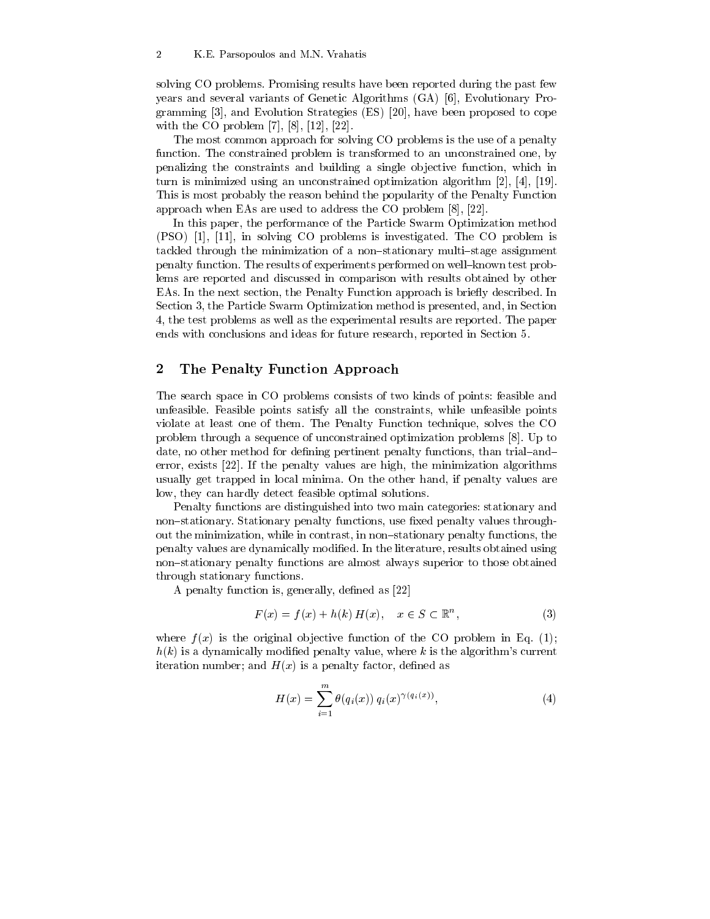solving CO problems. Promising results have been reported during the past few years and several variants of Genetic Algorithms (GA) [6], Evolutionary Programming [3], and Evolution Strategies (ES) [20], have been proposed to cope with the CO problem [7], [8], [12], [22].

The most common approach for solving CO problems is the use of a penalty function. The constrained problem is transformed to an unconstrained one, by penalizing the constraints and building a single objective function, which in turn is minimized using an unconstrained optimization algorithm [2], [4], [19]. This is most probably the reason behind the popularity of the Penalty Function approach when EAs are used to address the CO problem [8], [22].

In this paper, the performance of the Particle Swarm Optimization method (PSO) [1], [11], in solving CO problems is investigated. The CO problem is tackled through the minimization of a non–stationary multi–stage assignment penalty function. The results of experiments performed on well–known test problems are reported and discussed in comparison with results obtained by other EAs. In the next section, the Penalty Function approach is briefly described. In Section 3, the Particle Swarm Optimization method is presented, and, in Section 4, the test problems as well as the experimental results are reported. The paper ends with conclusions and ideas for future research, reported in Section 5.

## 2 The Penalty Function Approach

The search space in CO problems consists of two kinds of points: feasible and unfeasible. Feasible points satisfy all the constraints, while unfeasible points violate at least one of them. The Penalty Function technique, solves the CO problem through a sequence of unconstrained optimization problems [8]. Up to date, no other method for defining pertinent penalty functions, than trial–and–error, exists [22]. If the penalty values are high, the minimization algorithms usually get trapped in local minima. On the other hand, if penalty values are low, they can hardly detect feasible optimal solutions.

Penalty functions are distinguished into two main categories: stationary and non–stationary. Stationary penalty functions, use fixed penalty values throughout the minimization, while in contrast, in non–stationary penalty functions, the penalty values are dynamically modified. In the literature, results obtained using non–stationary penalty functions are almost always superior to those obtained through stationary functions.

A penalty function is, generally, defined as [22]

$$F(x) = f(x) + h(k)\, H(x), \quad x \in S \subset \mathbb{R}^n, \tag{3}$$

where $f(x)$ is the original objective function of the CO problem in Eq. (1); $h(k)$ is a dynamically modified penalty value, where $k$ is the algorithm's current iteration number; and $H(x)$ is a penalty factor, defined as

$$H(x) = \sum_{i=1}^{m} \theta(q_i(x))\, q_i(x)^{\gamma(q_i(x))}, \tag{4}$$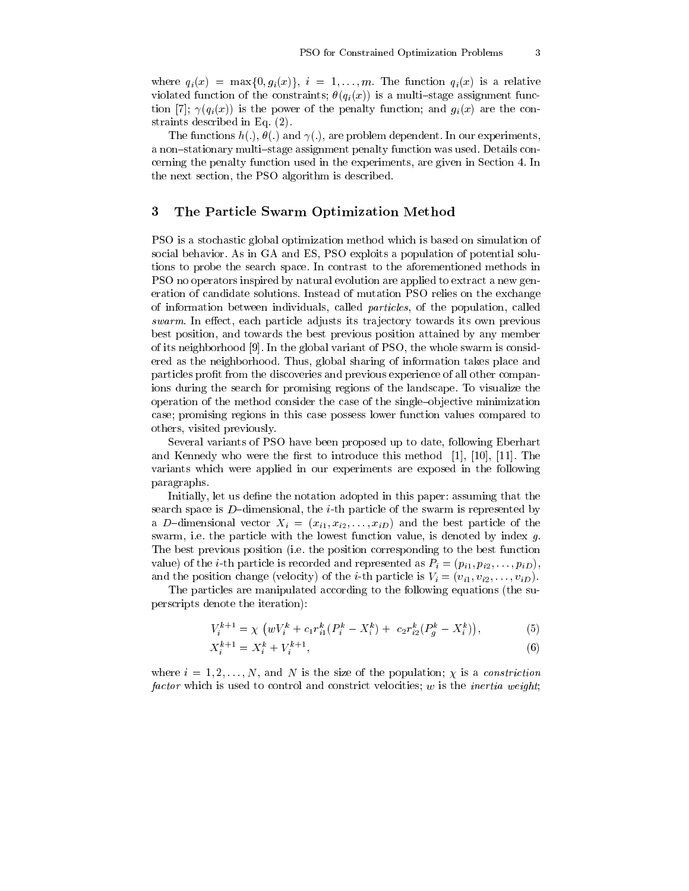where $q_i(x) = \max\{0, g_i(x)\}$, $i = 1, \ldots, m$. The function $q_i(x)$ is a relative violated function of the constraints; $\theta(q_i(x))$ is a multi–stage assignment function [7]; $\gamma(q_i(x))$ is the power of the penalty function; and $g_i(x)$ are the constraints described in Eq. (2).

The functions $h(.)$, $\theta(.)$ and $\gamma(.)$, are problem dependent. In our experiments, a non–stationary multi–stage assignment penalty function was used. Details concerning the penalty function used in the experiments, are given in Section 4. In the next section, the PSO algorithm is described.

## 3 The Particle Swarm Optimization Method

PSO is a stochastic global optimization method which is based on simulation of social behavior. As in GA and ES, PSO exploits a population of potential solutions to probe the search space. In contrast to the aforementioned methods in PSO no operators inspired by natural evolution are applied to extract a new generation of candidate solutions. Instead of mutation PSO relies on the exchange of information between individuals, called *particles*, of the population, called *swarm*. In effect, each particle adjusts its trajectory towards its own previous best position, and towards the best previous position attained by any member of its neighborhood [9]. In the global variant of PSO, the whole swarm is considered as the neighborhood. Thus, global sharing of information takes place and particles profit from the discoveries and previous experience of all other companions during the search for promising regions of the landscape. To visualize the operation of the method consider the case of the single–objective minimization case; promising regions in this case possess lower function values compared to others, visited previously.

Several variants of PSO have been proposed up to date, following Eberhart and Kennedy who were the first to introduce this method [1], [10], [11]. The variants which were applied in our experiments are exposed in the following paragraphs.

Initially, let us define the notation adopted in this paper: assuming that the search space is $D$–dimensional, the $i$-th particle of the swarm is represented by a $D$–dimensional vector $X_i = (x_{i1}, x_{i2}, \ldots, x_{iD})$ and the best particle of the swarm, i.e. the particle with the lowest function value, is denoted by index $g$. The best previous position (i.e. the position corresponding to the best function value) of the $i$-th particle is recorded and represented as $P_i = (p_{i1}, p_{i2}, \ldots, p_{iD})$, and the position change (velocity) of the $i$-th particle is $V_i = (v_{i1}, v_{i2}, \ldots, v_{iD})$.

The particles are manipulated according to the following equations (the superscripts denote the iteration):

$$V_i^{k+1} = \chi \left( w V_i^k + c_1 r_{i1}^k (P_i^k - X_i^k) + \; c_2 r_{i2}^k (P_g^k - X_i^k) \right), \tag{5}$$

$$X_i^{k+1} = X_i^k + V_i^{k+1}, \tag{6}$$

where $i = 1, 2, \ldots, N$, and $N$ is the size of the population; $\chi$ is a *constriction factor* which is used to control and constrict velocities; $w$ is the *inertia weight*;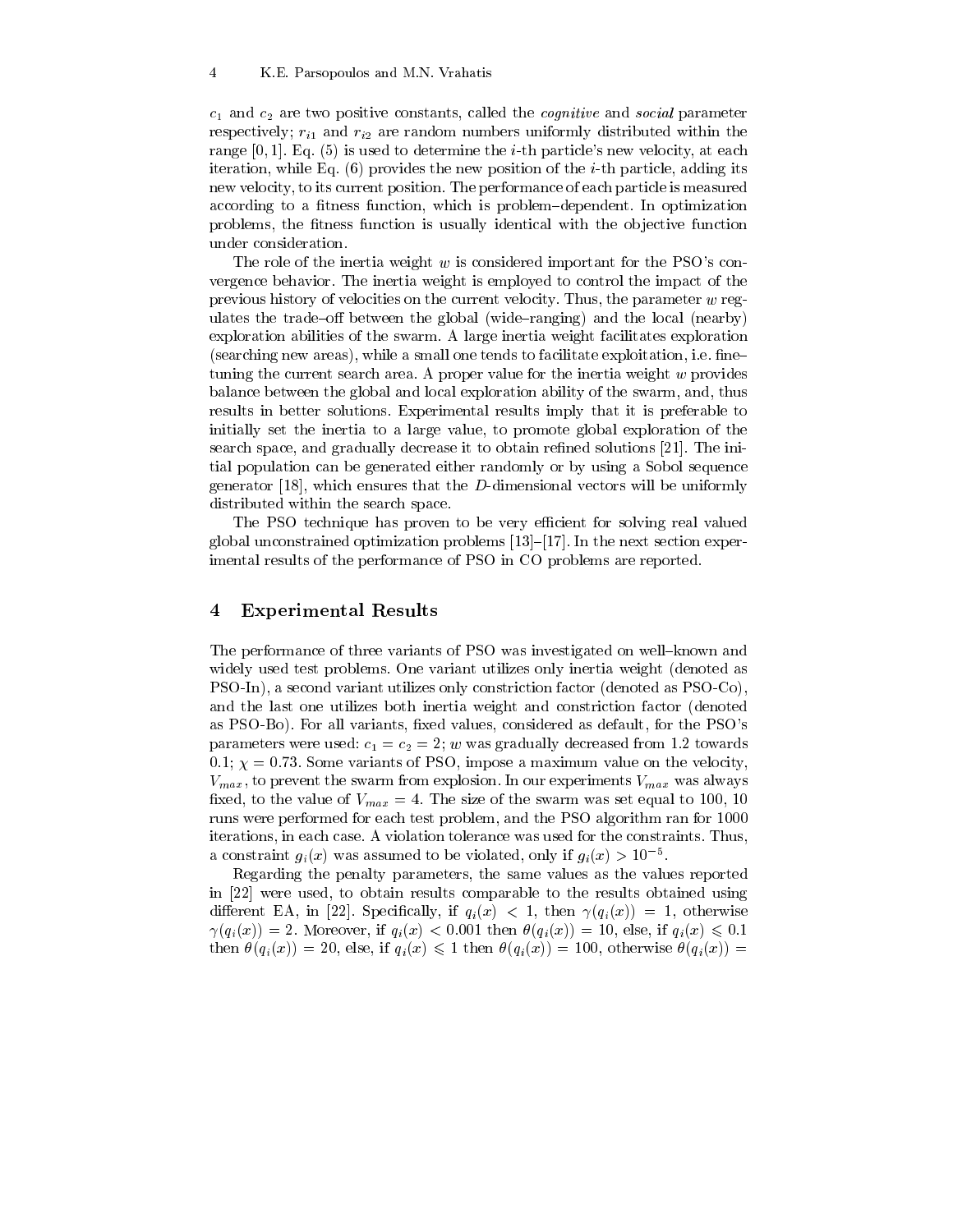$c_1$ and $c_2$ are two positive constants, called the *cognitive* and *social* parameter respectively; $r_{i1}$ and $r_{i2}$ are random numbers uniformly distributed within the range $[0, 1]$. Eq. (5) is used to determine the $i$-th particle's new velocity, at each iteration, while Eq. (6) provides the new position of the $i$-th particle, adding its new velocity, to its current position. The performance of each particle is measured according to a fitness function, which is problem–dependent. In optimization problems, the fitness function is usually identical with the objective function under consideration.

The role of the inertia weight $w$ is considered important for the PSO's convergence behavior. The inertia weight is employed to control the impact of the previous history of velocities on the current velocity. Thus, the parameter $w$ regulates the trade–off between the global (wide–ranging) and the local (nearby) exploration abilities of the swarm. A large inertia weight facilitates exploration (searching new areas), while a small one tends to facilitate exploitation, i.e. fine–tuning the current search area. A proper value for the inertia weight $w$ provides balance between the global and local exploration ability of the swarm, and, thus results in better solutions. Experimental results imply that it is preferable to initially set the inertia to a large value, to promote global exploration of the search space, and gradually decrease it to obtain refined solutions [21]. The initial population can be generated either randomly or by using a Sobol sequence generator [18], which ensures that the $D$-dimensional vectors will be uniformly distributed within the search space.

The PSO technique has proven to be very efficient for solving real valued global unconstrained optimization problems [13]–[17]. In the next section experimental results of the performance of PSO in CO problems are reported.

## 4 Experimental Results

The performance of three variants of PSO was investigated on well–known and widely used test problems. One variant utilizes only inertia weight (denoted as PSO-In), a second variant utilizes only constriction factor (denoted as PSO-Co), and the last one utilizes both inertia weight and constriction factor (denoted as PSO-Bo). For all variants, fixed values, considered as default, for the PSO's parameters were used: $c_1 = c_2 = 2$; $w$ was gradually decreased from 1.2 towards 0.1; $\chi = 0.73$. Some variants of PSO, impose a maximum value on the velocity, $V_{max}$, to prevent the swarm from explosion. In our experiments $V_{max}$ was always fixed, to the value of $V_{max} = 4$. The size of the swarm was set equal to 100, 10 runs were performed for each test problem, and the PSO algorithm ran for 1000 iterations, in each case. A violation tolerance was used for the constraints. Thus, a constraint $g_i(x)$ was assumed to be violated, only if $g_i(x) > 10^{-5}$.

Regarding the penalty parameters, the same values as the values reported in [22] were used, to obtain results comparable to the results obtained using different EA, in [22]. Specifically, if $q_i(x) < 1$, then $\gamma(q_i(x)) = 1$, otherwise $\gamma(q_i(x)) = 2$. Moreover, if $q_i(x) < 0.001$ then $\theta(q_i(x)) = 10$, else, if $q_i(x) \leqslant 0.1$ then $\theta(q_i(x)) = 20$, else, if $q_i(x) \leqslant 1$ then $\theta(q_i(x)) = 100$, otherwise $\theta(q_i(x)) =$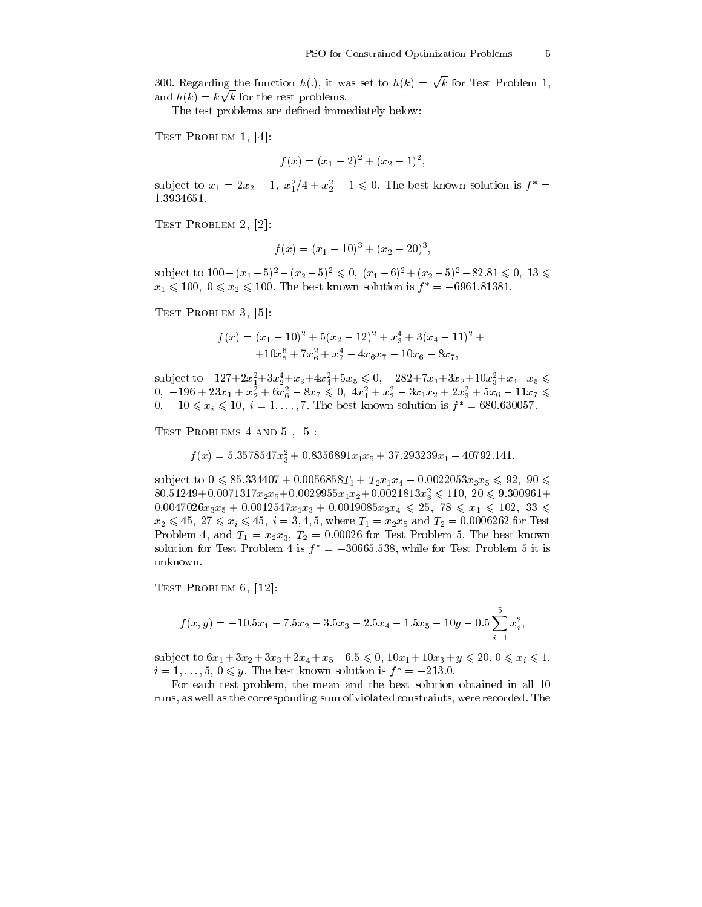300. Regarding the function $h(.)$, it was set to $h(k) = \sqrt{k}$ for Test Problem 1, and $h(k) = k\sqrt{k}$ for the rest problems.

The test problems are defined immediately below:

Test Problem 1, [4]:

$$f(x) = (x_1 - 2)^2 + (x_2 - 1)^2,$$

subject to $x_1 = 2x_2 - 1$, $x_1^2/4 + x_2^2 - 1 \leqslant 0$. The best known solution is $f^* = 1.3934651$.

Test Problem 2, [2]:

$$f(x) = (x_1 - 10)^3 + (x_2 - 20)^3,$$

subject to $100 - (x_1 - 5)^2 - (x_2 - 5)^2 \leqslant 0$, $(x_1 - 6)^2 + (x_2 - 5)^2 - 82.81 \leqslant 0$, $13 \leqslant x_1 \leqslant 100$, $0 \leqslant x_2 \leqslant 100$. The best known solution is $f^* = -6961.81381$.

Test Problem 3, [5]:

$$f(x) = (x_1 - 10)^2 + 5(x_2 - 12)^2 + x_3^4 + 3(x_4 - 11)^2 + \\ +10x_5^6 + 7x_6^2 + x_7^4 - 4x_6x_7 - 10x_6 - 8x_7,$$

subject to $-127 + 2x_1^2 + 3x_2^4 + x_3 + 4x_4^2 + 5x_5 \leqslant 0$, $-282 + 7x_1 + 3x_2 + 10x_3^2 + x_4 - x_5 \leqslant 0$, $-196 + 23x_1 + x_2^2 + 6x_6^2 - 8x_7 \leqslant 0$, $4x_1^2 + x_2^2 - 3x_1x_2 + 2x_3^2 + 5x_6 - 11x_7 \leqslant 0$, $-10 \leqslant x_i \leqslant 10$, $i = 1, \ldots, 7$. The best known solution is $f^* = 680.630057$.

Test Problems 4 and 5 , [5]:

$$f(x) = 5.3578547x_3^2 + 0.8356891x_1x_5 + 37.293239x_1 - 40792.141,$$

subject to $0 \leqslant 85.334407 + 0.0056858T_1 + T_2x_1x_4 - 0.0022053x_3x_5 \leqslant 92$, $90 \leqslant 80.51249 + 0.0071317x_2x_5 + 0.0029955x_1x_2 + 0.0021813x_3^2 \leqslant 110$, $20 \leqslant 9.300961 + 0.0047026x_3x_5 + 0.0012547x_1x_3 + 0.0019085x_3x_4 \leqslant 25$, $78 \leqslant x_1 \leqslant 102$, $33 \leqslant x_2 \leqslant 45$, $27 \leqslant x_i \leqslant 45$, $i = 3, 4, 5$, where $T_1 = x_2x_5$ and $T_2 = 0.0006262$ for Test Problem 4, and $T_1 = x_2x_3$, $T_2 = 0.00026$ for Test Problem 5. The best known solution for Test Problem 4 is $f^* = -30665.538$, while for Test Problem 5 it is unknown.

Test Problem 6, [12]:

$$f(x, y) = -10.5x_1 - 7.5x_2 - 3.5x_3 - 2.5x_4 - 1.5x_5 - 10y - 0.5\sum_{i=1}^{5} x_i^2,$$

subject to $6x_1 + 3x_2 + 3x_3 + 2x_4 + x_5 - 6.5 \leqslant 0$, $10x_1 + 10x_3 + y \leqslant 20$, $0 \leqslant x_i \leqslant 1$, $i = 1, \ldots, 5$, $0 \leqslant y$. The best known solution is $f^* = -213.0$.

For each test problem, the mean and the best solution obtained in all 10 runs, as well as the corresponding sum of violated constraints, were recorded. The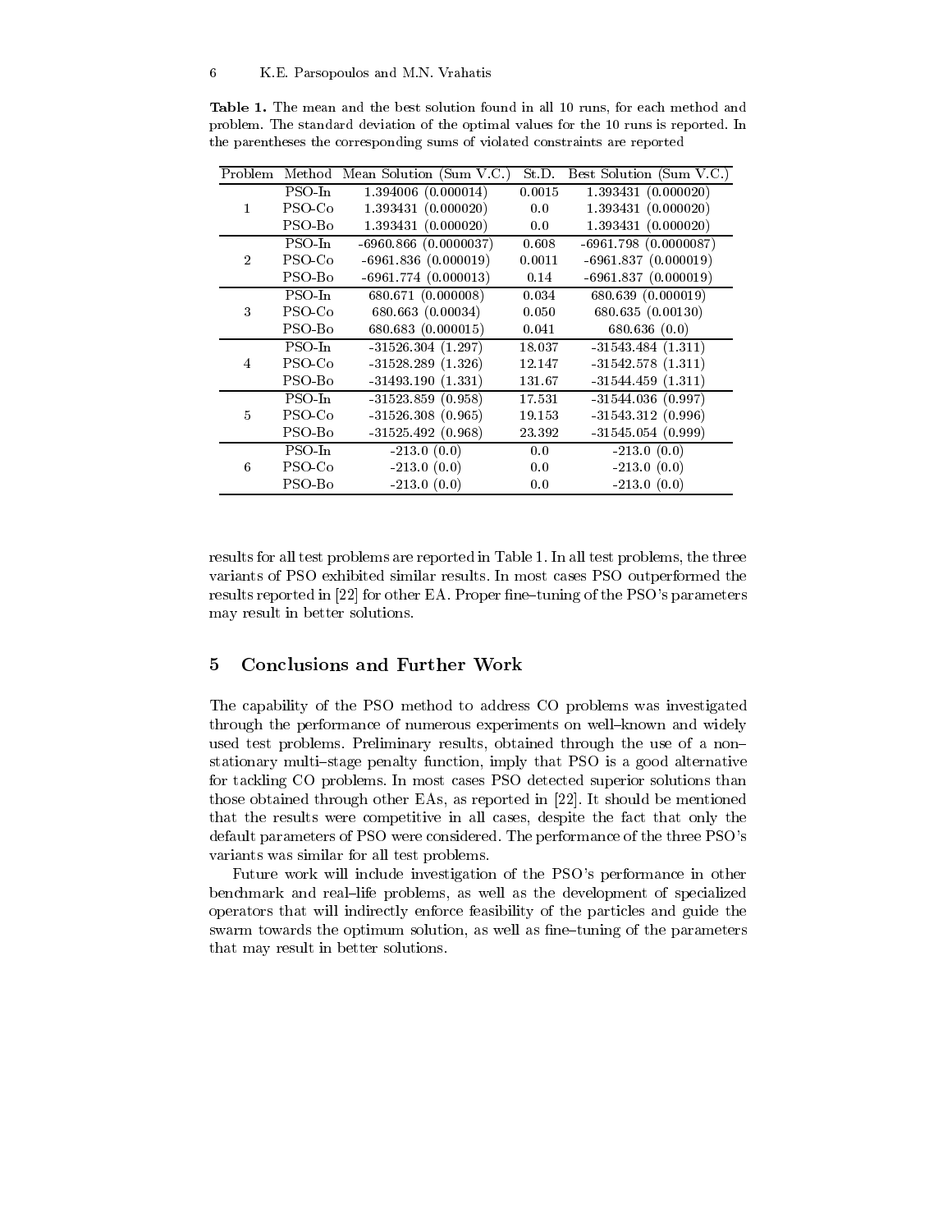**Table 1.** The mean and the best solution found in all 10 runs, for each method and problem. The standard deviation of the optimal values for the 10 runs is reported. In the parentheses the corresponding sums of violated constraints are reported

| Problem | Method | Mean Solution (Sum V.C.) | St.D. | Best Solution (Sum V.C.) |
|---|---|---|---|---|
| | PSO-In | 1.394006 (0.000014) | 0.0015 | 1.393431 (0.000020) |
| 1 | PSO-Co | 1.393431 (0.000020) | 0.0 | 1.393431 (0.000020) |
| | PSO-Bo | 1.393431 (0.000020) | 0.0 | 1.393431 (0.000020) |
| | PSO-In | -6960.866 (0.0000037) | 0.608 | -6961.798 (0.0000087) |
| 2 | PSO-Co | -6961.836 (0.000019) | 0.0011 | -6961.837 (0.000019) |
| | PSO-Bo | -6961.774 (0.000013) | 0.14 | -6961.837 (0.000019) |
| | PSO-In | 680.671 (0.000008) | 0.034 | 680.639 (0.000019) |
| 3 | PSO-Co | 680.663 (0.00034) | 0.050 | 680.635 (0.00130) |
| | PSO-Bo | 680.683 (0.000015) | 0.041 | 680.636 (0.0) |
| | PSO-In | -31526.304 (1.297) | 18.037 | -31543.484 (1.311) |
| 4 | PSO-Co | -31528.289 (1.326) | 12.147 | -31542.578 (1.311) |
| | PSO-Bo | -31493.190 (1.331) | 131.67 | -31544.459 (1.311) |
| | PSO-In | -31523.859 (0.958) | 17.531 | -31544.036 (0.997) |
| 5 | PSO-Co | -31526.308 (0.965) | 19.153 | -31543.312 (0.996) |
| | PSO-Bo | -31525.492 (0.968) | 23.392 | -31545.054 (0.999) |
| | PSO-In | -213.0 (0.0) | 0.0 | -213.0 (0.0) |
| 6 | PSO-Co | -213.0 (0.0) | 0.0 | -213.0 (0.0) |
| | PSO-Bo | -213.0 (0.0) | 0.0 | -213.0 (0.0) |

results for all test problems are reported in Table 1. In all test problems, the three variants of PSO exhibited similar results. In most cases PSO outperformed the results reported in [22] for other EA. Proper fine–tuning of the PSO's parameters may result in better solutions.

## 5 Conclusions and Further Work

The capability of the PSO method to address CO problems was investigated through the performance of numerous experiments on well–known and widely used test problems. Preliminary results, obtained through the use of a non–stationary multi–stage penalty function, imply that PSO is a good alternative for tackling CO problems. In most cases PSO detected superior solutions than those obtained through other EAs, as reported in [22]. It should be mentioned that the results were competitive in all cases, despite the fact that only the default parameters of PSO were considered. The performance of the three PSO's variants was similar for all test problems.

Future work will include investigation of the PSO's performance in other benchmark and real–life problems, as well as the development of specialized operators that will indirectly enforce feasibility of the particles and guide the swarm towards the optimum solution, as well as fine–tuning of the parameters that may result in better solutions.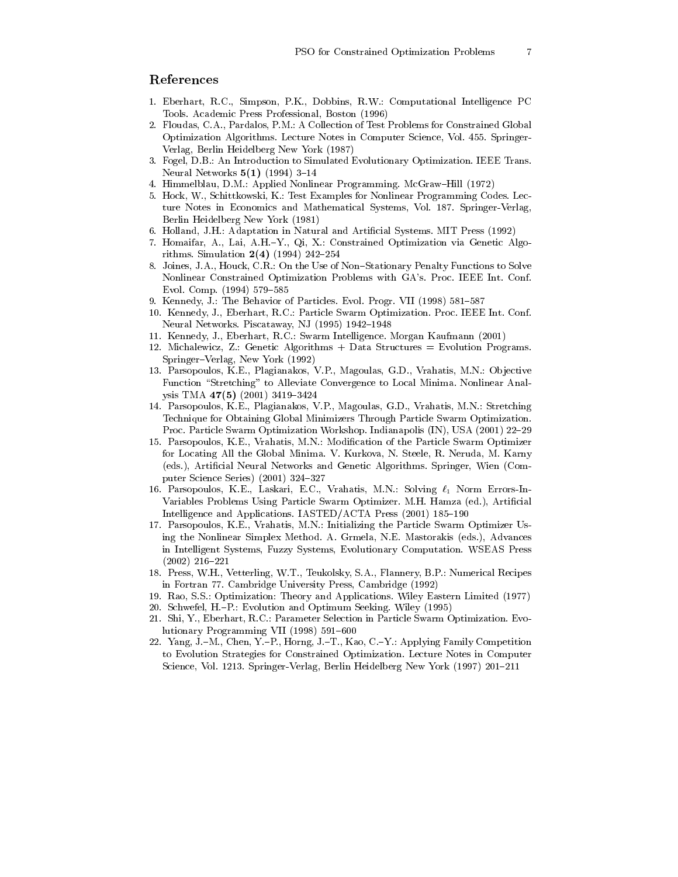## References

1. Eberhart, R.C., Simpson, P.K., Dobbins, R.W.: Computational Intelligence PC Tools. Academic Press Professional, Boston (1996)
2. Floudas, C.A., Pardalos, P.M.: A Collection of Test Problems for Constrained Global Optimization Algorithms. Lecture Notes in Computer Science, Vol. 455. Springer-Verlag, Berlin Heidelberg New York (1987)
3. Fogel, D.B.: An Introduction to Simulated Evolutionary Optimization. IEEE Trans. Neural Networks **5(1)** (1994) 3–14
4. Himmelblau, D.M.: Applied Nonlinear Programming. McGraw–Hill (1972)
5. Hock, W., Schittkowski, K.: Test Examples for Nonlinear Programming Codes. Lecture Notes in Economics and Mathematical Systems, Vol. 187. Springer-Verlag, Berlin Heidelberg New York (1981)
6. Holland, J.H.: Adaptation in Natural and Artificial Systems. MIT Press (1992)
7. Homaifar, A., Lai, A.H.–Y., Qi, X.: Constrained Optimization via Genetic Algorithms. Simulation **2(4)** (1994) 242–254
8. Joines, J.A., Houck, C.R.: On the Use of Non–Stationary Penalty Functions to Solve Nonlinear Constrained Optimization Problems with GA's. Proc. IEEE Int. Conf. Evol. Comp. (1994) 579–585
9. Kennedy, J.: The Behavior of Particles. Evol. Progr. VII (1998) 581–587
10. Kennedy, J., Eberhart, R.C.: Particle Swarm Optimization. Proc. IEEE Int. Conf. Neural Networks. Piscataway, NJ (1995) 1942–1948
11. Kennedy, J., Eberhart, R.C.: Swarm Intelligence. Morgan Kaufmann (2001)
12. Michalewicz, Z.: Genetic Algorithms + Data Structures = Evolution Programs. Springer–Verlag, New York (1992)
13. Parsopoulos, K.E., Plagianakos, V.P., Magoulas, G.D., Vrahatis, M.N.: Objective Function "Stretching" to Alleviate Convergence to Local Minima. Nonlinear Analysis TMA **47(5)** (2001) 3419–3424
14. Parsopoulos, K.E., Plagianakos, V.P., Magoulas, G.D., Vrahatis, M.N.: Stretching Technique for Obtaining Global Minimizers Through Particle Swarm Optimization. Proc. Particle Swarm Optimization Workshop. Indianapolis (IN), USA (2001) 22–29
15. Parsopoulos, K.E., Vrahatis, M.N.: Modification of the Particle Swarm Optimizer for Locating All the Global Minima. V. Kurkova, N. Steele, R. Neruda, M. Karny (eds.), Artificial Neural Networks and Genetic Algorithms. Springer, Wien (Computer Science Series) (2001) 324–327
16. Parsopoulos, K.E., Laskari, E.C., Vrahatis, M.N.: Solving $\ell_1$ Norm Errors-In-Variables Problems Using Particle Swarm Optimizer. M.H. Hamza (ed.), Artificial Intelligence and Applications. IASTED/ACTA Press (2001) 185–190
17. Parsopoulos, K.E., Vrahatis, M.N.: Initializing the Particle Swarm Optimizer Using the Nonlinear Simplex Method. A. Grmela, N.E. Mastorakis (eds.), Advances in Intelligent Systems, Fuzzy Systems, Evolutionary Computation. WSEAS Press (2002) 216–221
18. Press, W.H., Vetterling, W.T., Teukolsky, S.A., Flannery, B.P.: Numerical Recipes in Fortran 77. Cambridge University Press, Cambridge (1992)
19. Rao, S.S.: Optimization: Theory and Applications. Wiley Eastern Limited (1977)
20. Schwefel, H.–P.: Evolution and Optimum Seeking. Wiley (1995)
21. Shi, Y., Eberhart, R.C.: Parameter Selection in Particle Swarm Optimization. Evolutionary Programming VII (1998) 591–600
22. Yang, J.–M., Chen, Y.–P., Horng, J.–T., Kao, C.–Y.: Applying Family Competition to Evolution Strategies for Constrained Optimization. Lecture Notes in Computer Science, Vol. 1213. Springer-Verlag, Berlin Heidelberg New York (1997) 201–211